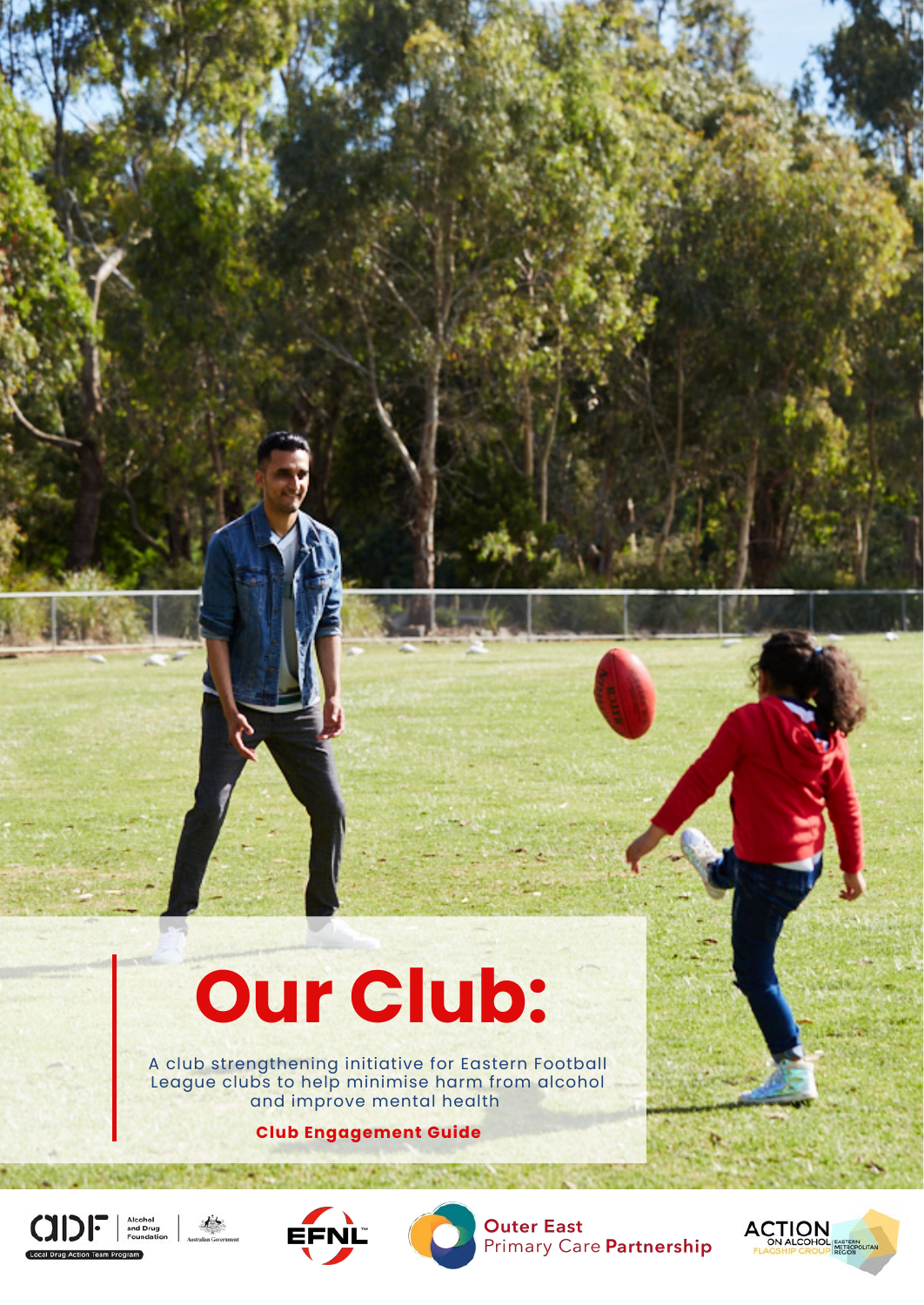# Our Club:

A club strengthening initiative for Eastern Football League clubs to help minimise harm from alcohol and improve mental health

**Club Engagement Guide**

ADF Alcohol and Drug Foundation | Australian Government

Local Drug Action Team Program

EFNL

Outer East Primary Care Partnership

ACTION ON ALCOHOL FLAGSHIP GROUP EASTERN METROPOLITAN REGION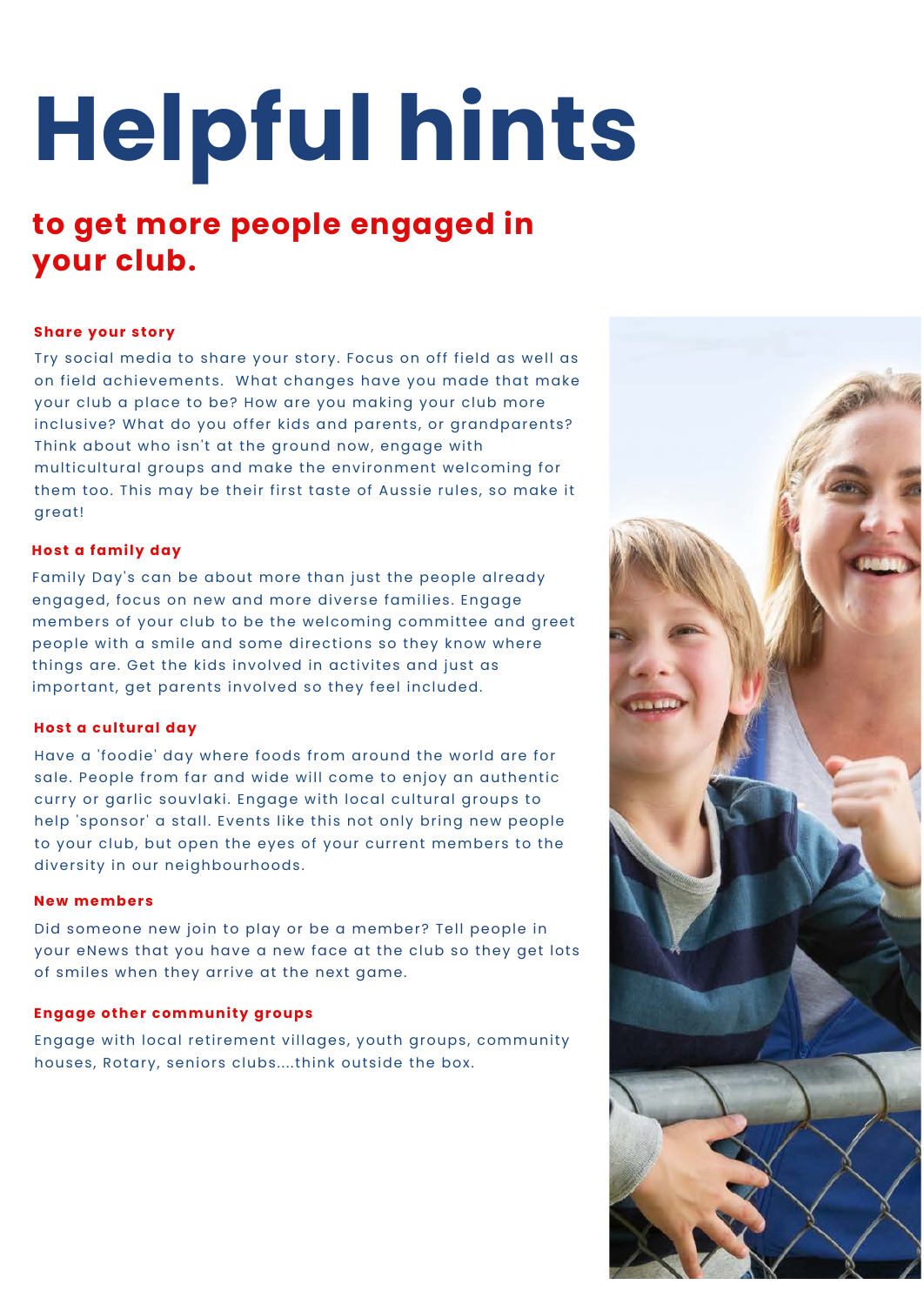# Helpful hints

## to get more people engaged in your club.

### Share your story

Try social media to share your story. Focus on off field as well as on field achievements. What changes have you made that make your club a place to be? How are you making your club more inclusive? What do you offer kids and parents, or grandparents? Think about who isn't at the ground now, engage with multicultural groups and make the environment welcoming for them too. This may be their first taste of Aussie rules, so make it great!

### Host a family day

Family Day's can be about more than just the people already engaged, focus on new and more diverse families. Engage members of your club to be the welcoming committee and greet people with a smile and some directions so they know where things are. Get the kids involved in activites and just as important, get parents involved so they feel included.

### Host a cultural day

Have a 'foodie' day where foods from around the world are for sale. People from far and wide will come to enjoy an authentic curry or garlic souvlaki. Engage with local cultural groups to help 'sponsor' a stall. Events like this not only bring new people to your club, but open the eyes of your current members to the diversity in our neighbourhoods.

### New members

Did someone new join to play or be a member? Tell people in your eNews that you have a new face at the club so they get lots of smiles when they arrive at the next game.

### Engage other community groups

Engage with local retirement villages, youth groups, community houses, Rotary, seniors clubs....think outside the box.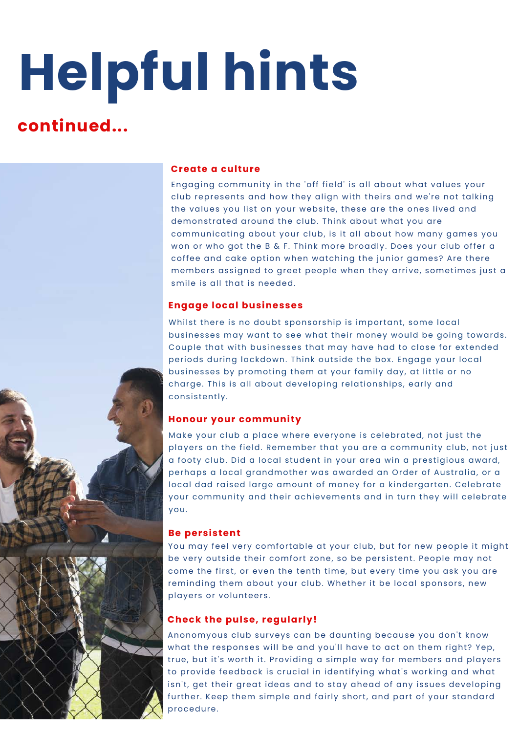# Helpful hints

## continued...

### Create a culture

Engaging community in the 'off field' is all about what values your club represents and how they align with theirs and we're not talking the values you list on your website, these are the ones lived and demonstrated around the club. Think about what you are communicating about your club, is it all about how many games you won or who got the B & F. Think more broadly. Does your club offer a coffee and cake option when watching the junior games? Are there members assigned to greet people when they arrive, sometimes just a smile is all that is needed.

### Engage local businesses

Whilst there is no doubt sponsorship is important, some local businesses may want to see what their money would be going towards. Couple that with businesses that may have had to close for extended periods during lockdown. Think outside the box. Engage your local businesses by promoting them at your family day, at little or no charge. This is all about developing relationships, early and consistently.

### Honour your community

Make your club a place where everyone is celebrated, not just the players on the field. Remember that you are a community club, not just a footy club. Did a local student in your area win a prestigious award, perhaps a local grandmother was awarded an Order of Australia, or a local dad raised large amount of money for a kindergarten. Celebrate your community and their achievements and in turn they will celebrate you.

### Be persistent

You may feel very comfortable at your club, but for new people it might be very outside their comfort zone, so be persistent. People may not come the first, or even the tenth time, but every time you ask you are reminding them about your club. Whether it be local sponsors, new players or volunteers.

### Check the pulse, regularly!

Anonomyous club surveys can be daunting because you don't know what the responses will be and you'll have to act on them right? Yep, true, but it's worth it. Providing a simple way for members and players to provide feedback is crucial in identifying what's working and what isn't, get their great ideas and to stay ahead of any issues developing further. Keep them simple and fairly short, and part of your standard procedure.